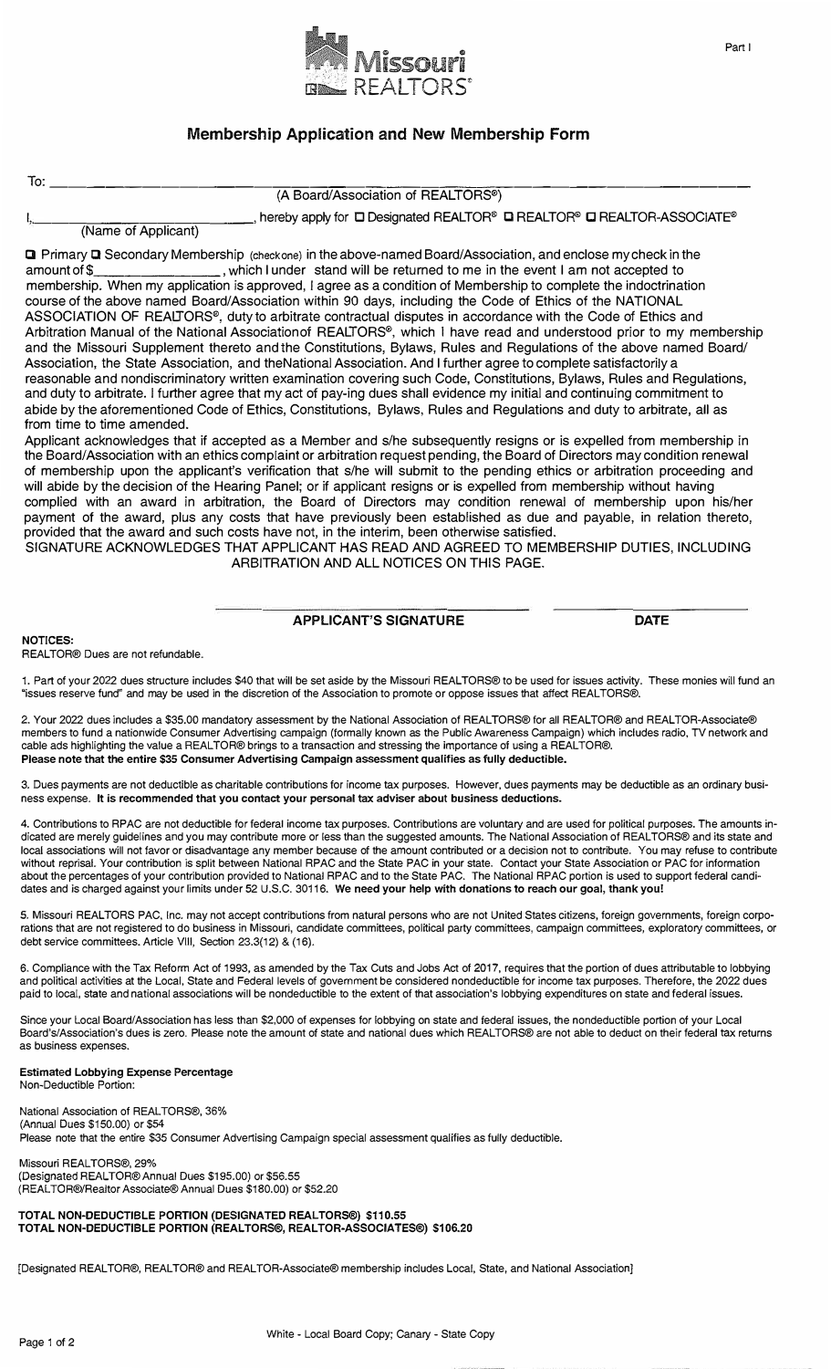Part I

# Missouri REALTORS®

## Membership Application and New Membership Form

To: ______________________________________________
(A Board/Association of REALTORS®)

I, ______________________________, hereby apply for ☐ Designated REALTOR® ☐ REALTOR® ☐ REALTOR-ASSOCIATE®
(Name of Applicant)

☐ Primary ☐ Secondary Membership (check one) in the above-named Board/Association, and enclose my check in the amount of $________________, which I under stand will be returned to me in the event I am not accepted to membership. When my application is approved, I agree as a condition of Membership to complete the indoctrination course of the above named Board/Association within 90 days, including the Code of Ethics of the NATIONAL ASSOCIATION OF REALTORS®, duty to arbitrate contractual disputes in accordance with the Code of Ethics and Arbitration Manual of the National Associationof REALTORS®, which I have read and understood prior to my membership and the Missouri Supplement thereto andthe Constitutions, Bylaws, Rules and Regulations of the above named Board/ Association, the State Association, and theNational Association. And I further agree to complete satisfactorily a reasonable and nondiscriminatory written examination covering such Code, Constitutions, Bylaws, Rules and Regulations, and duty to arbitrate. I further agree that my act of pay-ing dues shall evidence my initial and continuing commitment to abide by the aforementioned Code of Ethics, Constitutions, Bylaws, Rules and Regulations and duty to arbitrate, all as from time to time amended.

Applicant acknowledges that if accepted as a Member and s/he subsequently resigns or is expelled from membership in the Board/Association with an ethics complaint or arbitration request pending, the Board of Directors may condition renewal of membership upon the applicant's verification that s/he will submit to the pending ethics or arbitration proceeding and will abide by the decision of the Hearing Panel; or if applicant resigns or is expelled from membership without having complied with an award in arbitration, the Board of Directors may condition renewal of membership upon his/her payment of the award, plus any costs that have previously been established as due and payable, in relation thereto, provided that the award and such costs have not, in the interim, been otherwise satisfied.

SIGNATURE ACKNOWLEDGES THAT APPLICANT HAS READ AND AGREED TO MEMBERSHIP DUTIES, INCLUDING ARBITRATION AND ALL NOTICES ON THIS PAGE.

______________________________ ________________
**APPLICANT'S SIGNATURE** **DATE**

**NOTICES:**
REALTOR® Dues are not refundable.

1. Part of your 2022 dues structure includes $40 that will be set aside by the Missouri REALTORS® to be used for issues activity. These monies will fund an "issues reserve fund" and may be used in the discretion of the Association to promote or oppose issues that affect REALTORS®.

2. Your 2022 dues includes a $35.00 mandatory assessment by the National Association of REALTORS® for all REALTOR® and REALTOR-Associate® members to fund a nationwide Consumer Advertising campaign (formally known as the Public Awareness Campaign) which includes radio, TV network and cable ads highlighting the value a REALTOR® brings to a transaction and stressing the importance of using a REALTOR®.
**Please note that the entire $35 Consumer Advertising Campaign assessment qualifies as fully deductible.**

3. Dues payments are not deductible as charitable contributions for income tax purposes. However, dues payments may be deductible as an ordinary business expense. **It is recommended that you contact your personal tax adviser about business deductions.**

4. Contributions to RPAC are not deductible for federal income tax purposes. Contributions are voluntary and are used for political purposes. The amounts indicated are merely guidelines and you may contribute more or less than the suggested amounts. The National Association of REALTORS® and its state and local associations will not favor or disadvantage any member because of the amount contributed or a decision not to contribute. You may refuse to contribute without reprisal. Your contribution is split between National RPAC and the State PAC in your state. Contact your State Association or PAC for information about the percentages of your contribution provided to National RPAC and to the State PAC. The National RPAC portion is used to support federal candidates and is charged against your limits under 52 U.S.C. 30116. **We need your help with donations to reach our goal, thank you!**

5. Missouri REALTORS PAC, Inc. may not accept contributions from natural persons who are not United States citizens, foreign governments, foreign corporations that are not registered to do business in Missouri, candidate committees, political party committees, campaign committees, exploratory committees, or debt service committees. Article VIII, Section 23.3(12) & (16).

6. Compliance with the Tax Reform Act of 1993, as amended by the Tax Cuts and Jobs Act of 2017, requires that the portion of dues attributable to lobbying and political activities at the Local, State and Federal levels of government be considered nondeductible for income tax purposes. Therefore, the 2022 dues paid to local, state and national associations will be nondeductible to the extent of that association's lobbying expenditures on state and federal issues.

Since your Local Board/Association has less than $2,000 of expenses for lobbying on state and federal issues, the nondeductible portion of your Local Board's/Association's dues is zero. Please note the amount of state and national dues which REALTORS® are not able to deduct on their federal tax returns as business expenses.

**Estimated Lobbying Expense Percentage**
Non-Deductible Portion:

National Association of REALTORS®, 36%
(Annual Dues $150.00) or $54
Please note that the entire $35 Consumer Advertising Campaign special assessment qualifies as fully deductible.

Missouri REALTORS®, 29%
(Designated REALTOR® Annual Dues $195.00) or $56.55
(REALTOR®/Realtor Associate® Annual Dues $180.00) or $52.20

**TOTAL NON-DEDUCTIBLE PORTION (DESIGNATED REALTORS®) $110.55**
**TOTAL NON-DEDUCTIBLE PORTION (REALTORS®, REALTOR-ASSOCIATES®) $106.20**

[Designated REALTOR®, REALTOR® and REALTOR-Associate® membership includes Local, State, and National Association]

White - Local Board Copy; Canary - State Copy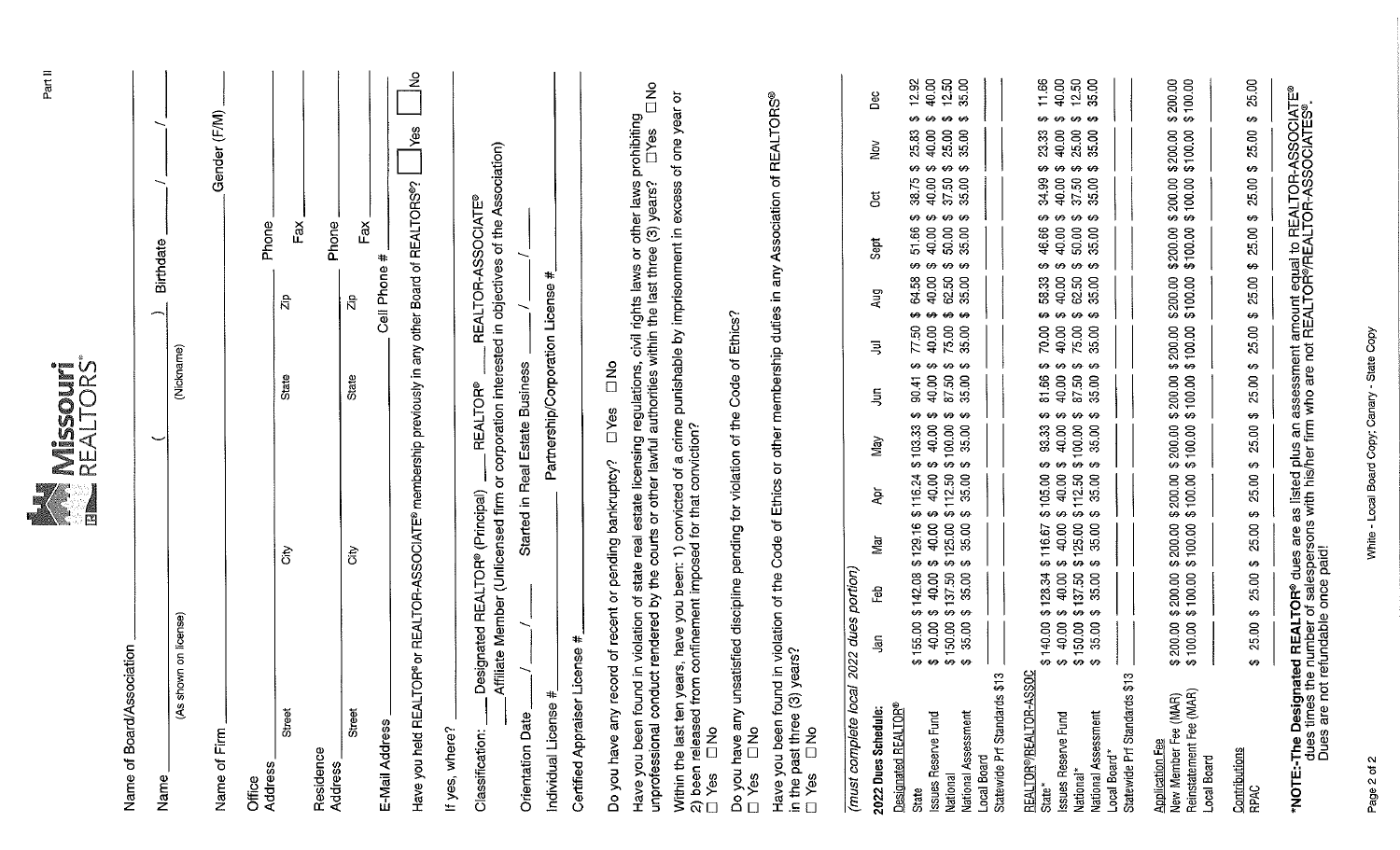Part II

**Missouri REALTORS®**

Name of Board/Association ______________________________________________

Name ______________________________ ( ______________ ) Birthdate ____ / ____ / ____
(As shown on license) (Nickname)

Name of Firm ______________________________________________ Gender (F/M) ______

Office Address ______________________________________________ Phone ______________
Street City State Zip Fax ______________

Residence Address ______________________________________________ Phone ______________
Street City State Zip Fax ______________

E-Mail Address ______________________________ Cell Phone # ______________

Have you held REALTOR® or REALTOR-ASSOCIATE® membership previously in any other Board of REALTORS®? ☐ Yes ☐ No

If yes, where? ______________________________________________

Classification: ____ Designated REALTOR® (Principal) ____ REALTOR® ____ REALTOR-ASSOCIATE®
____ Affiliate Member (Unlicensed firm or corporation interested in objectives of the Association)

Orientation Date ____ / ____ / ____ Started in Real Estate Business ____ / ____ / ____

Individual License # ______________ Partnership/Corporation License # ______________

Certified Appraiser License # ______________

Do you have any record of recent or pending bankruptcy? ☐ Yes ☐ No

Have you been found in violation of state real estate licensing regulations, civil rights laws or other laws prohibiting unprofessional conduct rendered by the courts or other lawful authorities within the last three (3) years? ☐ Yes ☐ No

Within the last ten years, have you been: 1) convicted of a crime punishable by imprisonment in excess of one year or 2) been released from confinement imposed for that conviction?
☐ Yes ☐ No

Do you have any unsatisfied discipline pending for violation of the Code of Ethics?
☐ Yes ☐ No

Have you been found in violation of the Code of Ethics or other membership duties in any Association of REALTORS® in the past three (3) years?
☐ Yes ☐ No

*(must complete local 2022 dues portion)*

| 2022 Dues Schedule: | Jan | Feb | Mar | Apr | May | Jun | Jul | Aug | Sept | Oct | Nov | Dec |
|---|---|---|---|---|---|---|---|---|---|---|---|---|
| Designated REALTOR® | | | | | | | | | | | | |
| State | $ 155.00 | $ 142.08 | $ 129.16 | $ 116.24 | $ 103.33 | $ 90.41 | $ 77.50 | $ 64.58 | $ 51.66 | $ 38.75 | $ 25.83 | $ 12.92 |
| Issues Reserve Fund | $ 40.00 | $ 40.00 | $ 40.00 | $ 40.00 | $ 40.00 | $ 40.00 | $ 40.00 | $ 40.00 | $ 40.00 | $ 40.00 | $ 40.00 | $ 40.00 |
| National | $ 150.00 | $ 137.50 | $ 125.00 | $ 112.50 | $ 100.00 | $ 87.50 | $ 75.00 | $ 62.50 | $ 50.00 | $ 37.50 | $ 25.00 | $ 12.50 |
| National Assessment | $ 35.00 | $ 35.00 | $ 35.00 | $ 35.00 | $ 35.00 | $ 35.00 | $ 35.00 | $ 35.00 | $ 35.00 | $ 35.00 | $ 35.00 | $ 35.00 |
| Local Board | | | | | | | | | | | | |
| Statewide Prf Standards $13 | | | | | | | | | | | | |
| REALTOR®/REALTOR-ASSOC | | | | | | | | | | | | |
| State* | $ 140.00 | $ 128.34 | $ 116.67 | $ 105.00 | $ 93.33 | $ 81.66 | $ 70.00 | $ 58.33 | $ 46.66 | $ 34.99 | $ 23.33 | $ 11.66 |
| Issues Reserve Fund | $ 40.00 | $ 40.00 | $ 40.00 | $ 40.00 | $ 40.00 | $ 40.00 | $ 40.00 | $ 40.00 | $ 40.00 | $ 40.00 | $ 40.00 | $ 40.00 |
| National* | $ 150.00 | $ 137.50 | $ 125.00 | $ 112.50 | $ 100.00 | $ 87.50 | $ 75.00 | $ 62.50 | $ 50.00 | $ 37.50 | $ 25.00 | $ 12.50 |
| National Assessment | $ 35.00 | $ 35.00 | $ 35.00 | $ 35.00 | $ 35.00 | $ 35.00 | $ 35.00 | $ 35.00 | $ 35.00 | $ 35.00 | $ 35.00 | $ 35.00 |
| Local Board* | | | | | | | | | | | | |
| Statewide Prf Standards $13 | | | | | | | | | | | | |
| Application Fee | | | | | | | | | | | | |
| New Member Fee (MAR) | $ 200.00 | $ 200.00 | $ 200.00 | $ 200.00 | $ 200.00 | $ 200.00 | $ 200.00 | $ 200.00 | $ 200.00 | $ 200.00 | $ 200.00 | $ 200.00 |
| Reinstatement Fee (MAR) | $ 100.00 | $ 100.00 | $ 100.00 | $ 100.00 | $ 100.00 | $ 100.00 | $ 100.00 | $ 100.00 | $ 100.00 | $ 100.00 | $ 100.00 | $ 100.00 |
| Local Board | | | | | | | | | | | | |
| Contributions | | | | | | | | | | | | |
| RPAC | $ 25.00 | $ 25.00 | $ 25.00 | $ 25.00 | $ 25.00 | $ 25.00 | $ 25.00 | $ 25.00 | $ 25.00 | $ 25.00 | $ 25.00 | $ 25.00 |

**\*NOTE:-The Designated REALTOR®** dues are as listed plus an assessment amount equal to REALTOR-ASSOCIATE® dues times the number of salespersons with his/her firm who are not REALTOR®/REALTOR-ASSOCIATES®.
Dues are not refundable once paid!

White - Local Board Copy; Canary - State Copy